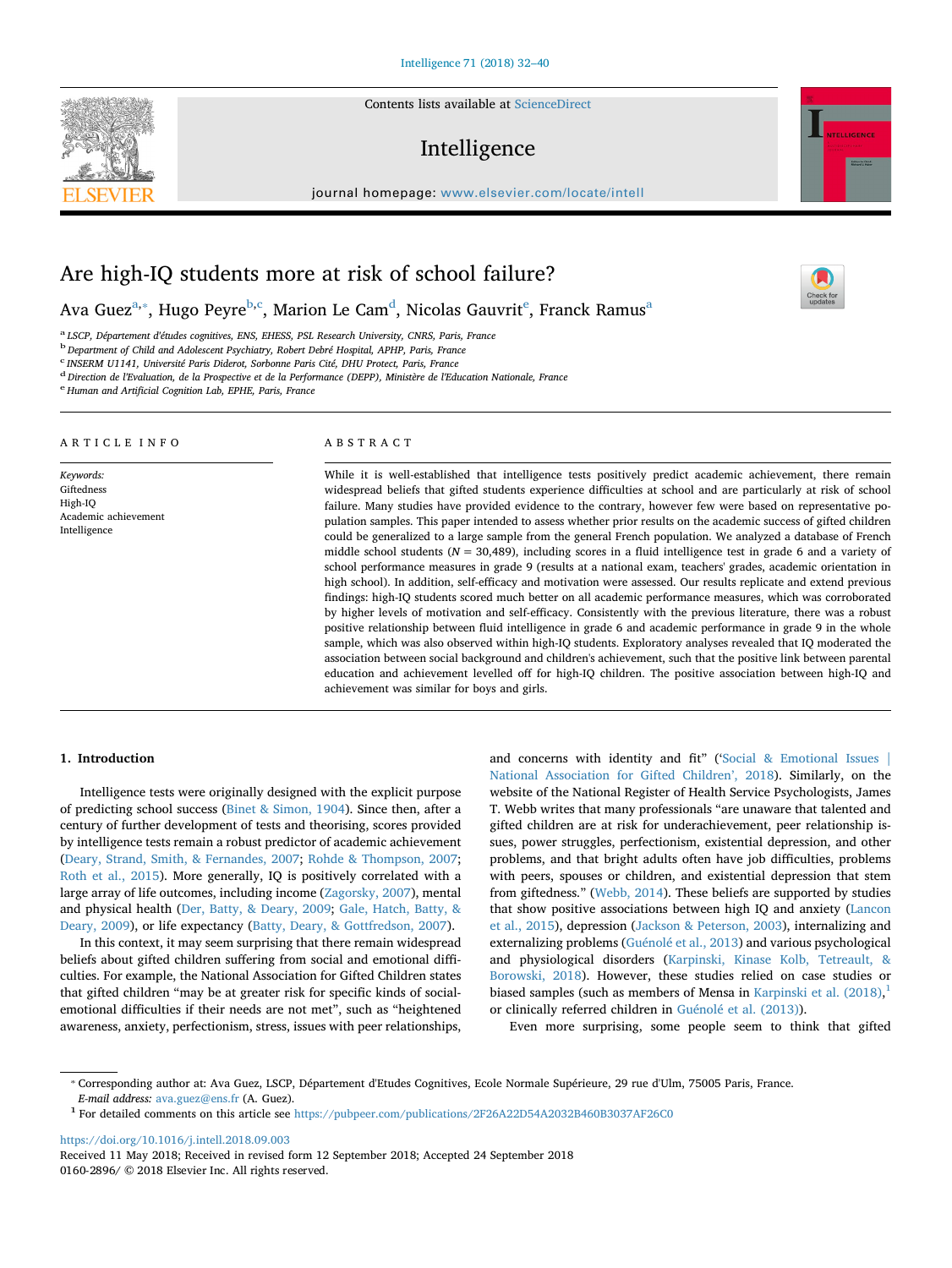# Are high-IQ students more at risk of school failure?

Ava Guez[a,*], Hugo Peyre[b,c], Marion Le Cam[d], Nicolas Gauvrit[e], Franck Ramus[a]

[a] LSCP, Département d'études cognitives, ENS, EHESS, PSL Research University, CNRS, Paris, France
[b] Department of Child and Adolescent Psychiatry, Robert Debré Hospital, APHP, Paris, France
[c] INSERM U1141, Université Paris Diderot, Sorbonne Paris Cité, DHU Protect, Paris, France
[d] Direction de l'Evaluation, de la Prospective et de la Performance (DEPP), Ministère de l'Education Nationale, France
[e] Human and Artificial Cognition Lab, EPHE, Paris, France

## ARTICLE INFO

*Keywords:*
Giftedness
High-IQ
Academic achievement
Intelligence

## ABSTRACT

While it is well-established that intelligence tests positively predict academic achievement, there remain widespread beliefs that gifted students experience difficulties at school and are particularly at risk of school failure. Many studies have provided evidence to the contrary, however few were based on representative population samples. This paper intended to assess whether prior results on the academic success of gifted children could be generalized to a large sample from the general French population. We analyzed a database of French middle school students ($N$ = 30,489), including scores in a fluid intelligence test in grade 6 and a variety of school performance measures in grade 9 (results at a national exam, teachers' grades, academic orientation in high school). In addition, self-efficacy and motivation were assessed. Our results replicate and extend previous findings: high-IQ students scored much better on all academic performance measures, which was corroborated by higher levels of motivation and self-efficacy. Consistently with the previous literature, there was a robust positive relationship between fluid intelligence in grade 6 and academic performance in grade 9 in the whole sample, which was also observed within high-IQ students. Exploratory analyses revealed that IQ moderated the association between social background and children's achievement, such that the positive link between parental education and achievement levelled off for high-IQ children. The positive association between high-IQ and achievement was similar for boys and girls.

## 1. Introduction

Intelligence tests were originally designed with the explicit purpose of predicting school success (Binet & Simon, 1904). Since then, after a century of further development of tests and theorising, scores provided by intelligence tests remain a robust predictor of academic achievement (Deary, Strand, Smith, & Fernandes, 2007; Rohde & Thompson, 2007; Roth et al., 2015). More generally, IQ is positively correlated with a large array of life outcomes, including income (Zagorsky, 2007), mental and physical health (Der, Batty, & Deary, 2009; Gale, Hatch, Batty, & Deary, 2009), or life expectancy (Batty, Deary, & Gottfredson, 2007).

In this context, it may seem surprising that there remain widespread beliefs about gifted children suffering from social and emotional difficulties. For example, the National Association for Gifted Children states that gifted children "may be at greater risk for specific kinds of social-emotional difficulties if their needs are not met", such as "heightened awareness, anxiety, perfectionism, stress, issues with peer relationships, and concerns with identity and fit" ('Social & Emotional Issues | National Association for Gifted Children', 2018). Similarly, on the website of the National Register of Health Service Psychologists, James T. Webb writes that many professionals "are unaware that talented and gifted children are at risk for underachievement, peer relationship issues, power struggles, perfectionism, existential depression, and other problems, and that bright adults often have job difficulties, problems with peers, spouses or children, and existential depression that stem from giftedness." (Webb, 2014). These beliefs are supported by studies that show positive associations between high IQ and anxiety (Lancon et al., 2015), depression (Jackson & Peterson, 2003), internalizing and externalizing problems (Guénolé et al., 2013) and various psychological and physiological disorders (Karpinski, Kinase Kolb, Tetreault, & Borowski, 2018). However, these studies relied on case studies or biased samples (such as members of Mensa in Karpinski et al. (2018),[1] or clinically referred children in Guénolé et al. (2013)).

Even more surprising, some people seem to think that gifted

---

* Corresponding author at: Ava Guez, LSCP, Département d'Etudes Cognitives, Ecole Normale Supérieure, 29 rue d'Ulm, 75005 Paris, France.
*E-mail address:* ava.guez@ens.fr (A. Guez).
[1] For detailed comments on this article see https://pubpeer.com/publications/2F26A22D54A2032B460B3037AF26C0

https://doi.org/10.1016/j.intell.2018.09.003
Received 11 May 2018; Received in revised form 12 September 2018; Accepted 24 September 2018
0160-2896/ © 2018 Elsevier Inc. All rights reserved.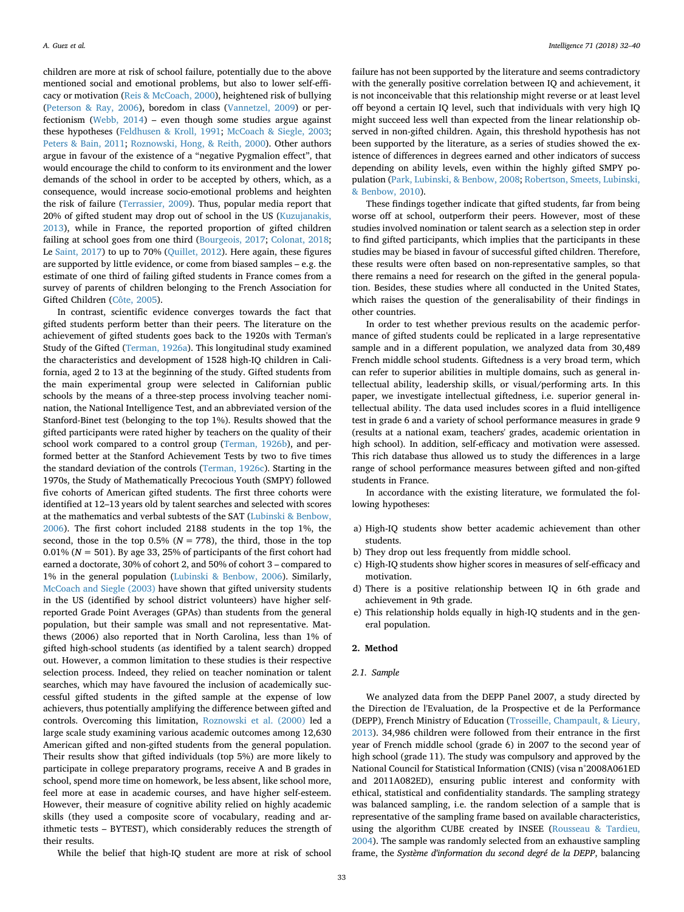children are more at risk of school failure, potentially due to the above mentioned social and emotional problems, but also to lower self-efficacy or motivation (Reis & McCoach, 2000), heightened risk of bullying (Peterson & Ray, 2006), boredom in class (Vannetzel, 2009) or perfectionism (Webb, 2014) – even though some studies argue against these hypotheses (Feldhusen & Kroll, 1991; McCoach & Siegle, 2003; Peters & Bain, 2011; Roznowski, Hong, & Reith, 2000). Other authors argue in favour of the existence of a "negative Pygmalion effect", that would encourage the child to conform to its environment and the lower demands of the school in order to be accepted by others, which, as a consequence, would increase socio-emotional problems and heighten the risk of failure (Terrassier, 2009). Thus, popular media report that 20% of gifted student may drop out of school in the US (Kuzujanakis, 2013), while in France, the reported proportion of gifted children failing at school goes from one third (Bourgeois, 2017; Colonat, 2018; Le Saint, 2017) to up to 70% (Quillet, 2012). Here again, these figures are supported by little evidence, or come from biased samples – e.g. the estimate of one third of failing gifted students in France comes from a survey of parents of children belonging to the French Association for Gifted Children (Côte, 2005).

In contrast, scientific evidence converges towards the fact that gifted students perform better than their peers. The literature on the achievement of gifted students goes back to the 1920s with Terman's Study of the Gifted (Terman, 1926a). This longitudinal study examined the characteristics and development of 1528 high-IQ children in California, aged 2 to 13 at the beginning of the study. Gifted students from the main experimental group were selected in Californian public schools by the means of a three-step process involving teacher nomination, the National Intelligence Test, and an abbreviated version of the Stanford-Binet test (belonging to the top 1%). Results showed that the gifted participants were rated higher by teachers on the quality of their school work compared to a control group (Terman, 1926b), and performed better at the Stanford Achievement Tests by two to five times the standard deviation of the controls (Terman, 1926c). Starting in the 1970s, the Study of Mathematically Precocious Youth (SMPY) followed five cohorts of American gifted students. The first three cohorts were identified at 12–13 years old by talent searches and selected with scores at the mathematics and verbal subtests of the SAT (Lubinski & Benbow, 2006). The first cohort included 2188 students in the top 1%, the second, those in the top 0.5% ($N = 778$), the third, those in the top 0.01% ($N = 501$). By age 33, 25% of participants of the first cohort had earned a doctorate, 30% of cohort 2, and 50% of cohort 3 – compared to 1% in the general population (Lubinski & Benbow, 2006). Similarly, McCoach and Siegle (2003) have shown that gifted university students in the US (identified by school district volunteers) have higher self-reported Grade Point Averages (GPAs) than students from the general population, but their sample was small and not representative. Matthews (2006) also reported that in North Carolina, less than 1% of gifted high-school students (as identified by a talent search) dropped out. However, a common limitation to these studies is their respective selection process. Indeed, they relied on teacher nomination or talent searches, which may have favoured the inclusion of academically successful gifted students in the gifted sample at the expense of low achievers, thus potentially amplifying the difference between gifted and controls. Overcoming this limitation, Roznowski et al. (2000) led a large scale study examining various academic outcomes among 12,630 American gifted and non-gifted students from the general population. Their results show that gifted individuals (top 5%) are more likely to participate in college preparatory programs, receive A and B grades in school, spend more time on homework, be less absent, like school more, feel more at ease in academic courses, and have higher self-esteem. However, their measure of cognitive ability relied on highly academic skills (they used a composite score of vocabulary, reading and arithmetic tests – BYTEST), which considerably reduces the strength of their results.

While the belief that high-IQ student are more at risk of school failure has not been supported by the literature and seems contradictory with the generally positive correlation between IQ and achievement, it is not inconceivable that this relationship might reverse or at least level off beyond a certain IQ level, such that individuals with very high IQ might succeed less well than expected from the linear relationship observed in non-gifted children. Again, this threshold hypothesis has not been supported by the literature, as a series of studies showed the existence of differences in degrees earned and other indicators of success depending on ability levels, even within the highly gifted SMPY population (Park, Lubinski, & Benbow, 2008; Robertson, Smeets, Lubinski, & Benbow, 2010).

These findings together indicate that gifted students, far from being worse off at school, outperform their peers. However, most of these studies involved nomination or talent search as a selection step in order to find gifted participants, which implies that the participants in these studies may be biased in favour of successful gifted children. Therefore, these results were often based on non-representative samples, so that there remains a need for research on the gifted in the general population. Besides, these studies where all conducted in the United States, which raises the question of the generalisability of their findings in other countries.

In order to test whether previous results on the academic performance of gifted students could be replicated in a large representative sample and in a different population, we analyzed data from 30,489 French middle school students. Giftedness is a very broad term, which can refer to superior abilities in multiple domains, such as general intellectual ability, leadership skills, or visual/performing arts. In this paper, we investigate intellectual giftedness, i.e. superior general intellectual ability. The data used includes scores in a fluid intelligence test in grade 6 and a variety of school performance measures in grade 9 (results at a national exam, teachers' grades, academic orientation in high school). In addition, self-efficacy and motivation were assessed. This rich database thus allowed us to study the differences in a large range of school performance measures between gifted and non-gifted students in France.

In accordance with the existing literature, we formulated the following hypotheses:

a) High-IQ students show better academic achievement than other students.
b) They drop out less frequently from middle school.
c) High-IQ students show higher scores in measures of self-efficacy and motivation.
d) There is a positive relationship between IQ in 6th grade and achievement in 9th grade.
e) This relationship holds equally in high-IQ students and in the general population.

## 2. Method

### 2.1. Sample

We analyzed data from the DEPP Panel 2007, a study directed by the Direction de l'Evaluation, de la Prospective et de la Performance (DEPP), French Ministry of Education (Trosseille, Champault, & Lieury, 2013). 34,986 children were followed from their entrance in the first year of French middle school (grade 6) in 2007 to the second year of high school (grade 11). The study was compulsory and approved by the National Council for Statistical Information (CNIS) (visa n°2008A061ED and 2011A082ED), ensuring public interest and conformity with ethical, statistical and confidentiality standards. The sampling strategy was balanced sampling, i.e. the random selection of a sample that is representative of the sampling frame based on available characteristics, using the algorithm CUBE created by INSEE (Rousseau & Tardieu, 2004). The sample was randomly selected from an exhaustive sampling frame, the *Système d'information du second degré de la DEPP*, balancing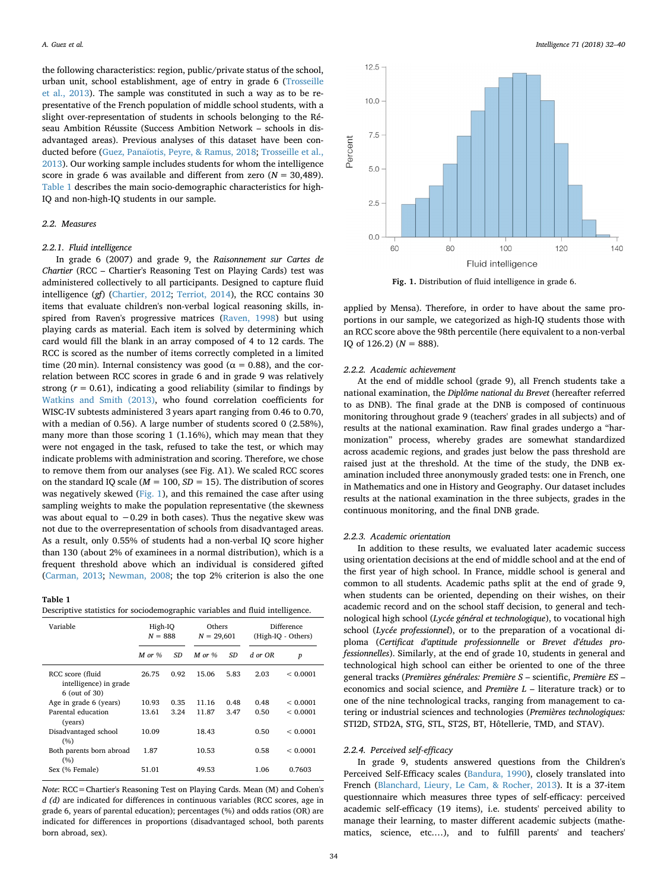the following characteristics: region, public/private status of the school, urban unit, school establishment, age of entry in grade 6 (Trosseille et al., 2013). The sample was constituted in such a way as to be representative of the French population of middle school students, with a slight over-representation of students in schools belonging to the Réseau Ambition Réussite (Success Ambition Network – schools in disadvantaged areas). Previous analyses of this dataset have been conducted before (Guez, Panaïotis, Peyre, & Ramus, 2018; Trosseille et al., 2013). Our working sample includes students for whom the intelligence score in grade 6 was available and different from zero ($N = 30{,}489$). Table 1 describes the main socio-demographic characteristics for high-IQ and non-high-IQ students in our sample.

### 2.2. Measures

#### 2.2.1. Fluid intelligence

In grade 6 (2007) and grade 9, the *Raisonnement sur Cartes de Chartier* (RCC – Chartier's Reasoning Test on Playing Cards) test was administered collectively to all participants. Designed to capture fluid intelligence (*gf*) (Chartier, 2012; Terriot, 2014), the RCC contains 30 items that evaluate children's non-verbal logical reasoning skills, inspired from Raven's progressive matrices (Raven, 1998) but using playing cards as material. Each item is solved by determining which card would fill the blank in an array composed of 4 to 12 cards. The RCC is scored as the number of items correctly completed in a limited time (20 min). Internal consistency was good ($\alpha = 0.88$), and the correlation between RCC scores in grade 6 and in grade 9 was relatively strong ($r = 0.61$), indicating a good reliability (similar to findings by Watkins and Smith (2013), who found correlation coefficients for WISC-IV subtests administered 3 years apart ranging from 0.46 to 0.70, with a median of 0.56). A large number of students scored 0 (2.58%), many more than those scoring 1 (1.16%), which may mean that they were not engaged in the task, refused to take the test, or which may indicate problems with administration and scoring. Therefore, we chose to remove them from our analyses (see Fig. A1). We scaled RCC scores on the standard IQ scale ($M = 100$, $SD = 15$). The distribution of scores was negatively skewed (Fig. 1), and this remained the case after using sampling weights to make the population representative (the skewness was about equal to $-0.29$ in both cases). Thus the negative skew was not due to the overrepresentation of schools from disadvantaged areas. As a result, only 0.55% of students had a non-verbal IQ score higher than 130 (about 2% of examinees in a normal distribution), which is a frequent threshold above which an individual is considered gifted (Carman, 2013; Newman, 2008; the top 2% criterion is also the one applied by Mensa). Therefore, in order to have about the same proportions in our sample, we categorized as high-IQ students those with an RCC score above the 98th percentile (here equivalent to a non-verbal IQ of 126.2) ($N = 888$).

Percent
12.5
10.0
7.5
5.0
2.5
0.0
60
80
100
120
140
Fluid intelligence

**Fig. 1.** Distribution of fluid intelligence in grade 6.

**Table 1**
Descriptive statistics for sociodemographic variables and fluid intelligence.

| Variable | High-IQ $N = 888$ | | Others $N = 29{,}601$ | | Difference (High-IQ - Others) | |
|---|---|---|---|---|---|---|
| | *M or %* | *SD* | *M or %* | *SD* | *d or OR* | *p* |
| RCC score (fluid intelligence) in grade 6 (out of 30) | 26.75 | 0.92 | 15.06 | 5.83 | 2.03 | < 0.0001 |
| Age in grade 6 (years) | 10.93 | 0.35 | 11.16 | 0.48 | 0.48 | < 0.0001 |
| Parental education (years) | 13.61 | 3.24 | 11.87 | 3.47 | 0.50 | < 0.0001 |
| Disadvantaged school (%) | 10.09 | | 18.43 | | 0.50 | < 0.0001 |
| Both parents born abroad (%) | 1.87 | | 10.53 | | 0.58 | < 0.0001 |
| Sex (% Female) | 51.01 | | 49.53 | | 1.06 | 0.7603 |

*Note*: RCC = Chartier's Reasoning Test on Playing Cards. Mean (M) and Cohen's *d* (*d*) are indicated for differences in continuous variables (RCC scores, age in grade 6, years of parental education); percentages (%) and odds ratios (OR) are indicated for differences in proportions (disadvantaged school, both parents born abroad, sex).

#### 2.2.2. Academic achievement

At the end of middle school (grade 9), all French students take a national examination, the *Diplôme national du Brevet* (hereafter referred to as DNB). The final grade at the DNB is composed of continuous monitoring throughout grade 9 (teachers' grades in all subjects) and of results at the national examination. Raw final grades undergo a "harmonization" process, whereby grades are somewhat standardized across academic regions, and grades just below the pass threshold are raised just at the threshold. At the time of the study, the DNB examination included three anonymously graded tests: one in French, one in Mathematics and one in History and Geography. Our dataset includes results at the national examination in the three subjects, grades in the continuous monitoring, and the final DNB grade.

#### 2.2.3. Academic orientation

In addition to these results, we evaluated later academic success using orientation decisions at the end of middle school and at the end of the first year of high school. In France, middle school is general and common to all students. Academic paths split at the end of grade 9, when students can be oriented, depending on their wishes, on their academic record and on the school staff decision, to general and technological high school (*Lycée général et technologique*), to vocational high school (*Lycée professionnel*), or to the preparation of a vocational diploma (*Certificat d'aptitude professionnelle* or *Brevet d'études professionnelles*). Similarly, at the end of grade 10, students in general and technological high school can either be oriented to one of the three general tracks (*Premières générales: Première S* – scientific, *Première ES* – economics and social science, and *Première L* – literature track) or to one of the nine technological tracks, ranging from management to catering or industrial sciences and technologies (*Premières technologiques:* STI2D, STD2A, STG, STL, ST2S, BT, Hôtellerie, TMD, and STAV).

#### 2.2.4. Perceived self-efficacy

In grade 9, students answered questions from the Children's Perceived Self-Efficacy scales (Bandura, 1990), closely translated into French (Blanchard, Lieury, Le Cam, & Rocher, 2013). It is a 37-item questionnaire which measures three types of self-efficacy: perceived academic self-efficacy (19 items), i.e. students' perceived ability to manage their learning, to master different academic subjects (mathematics, science, etc.…), and to fulfill parents' and teachers'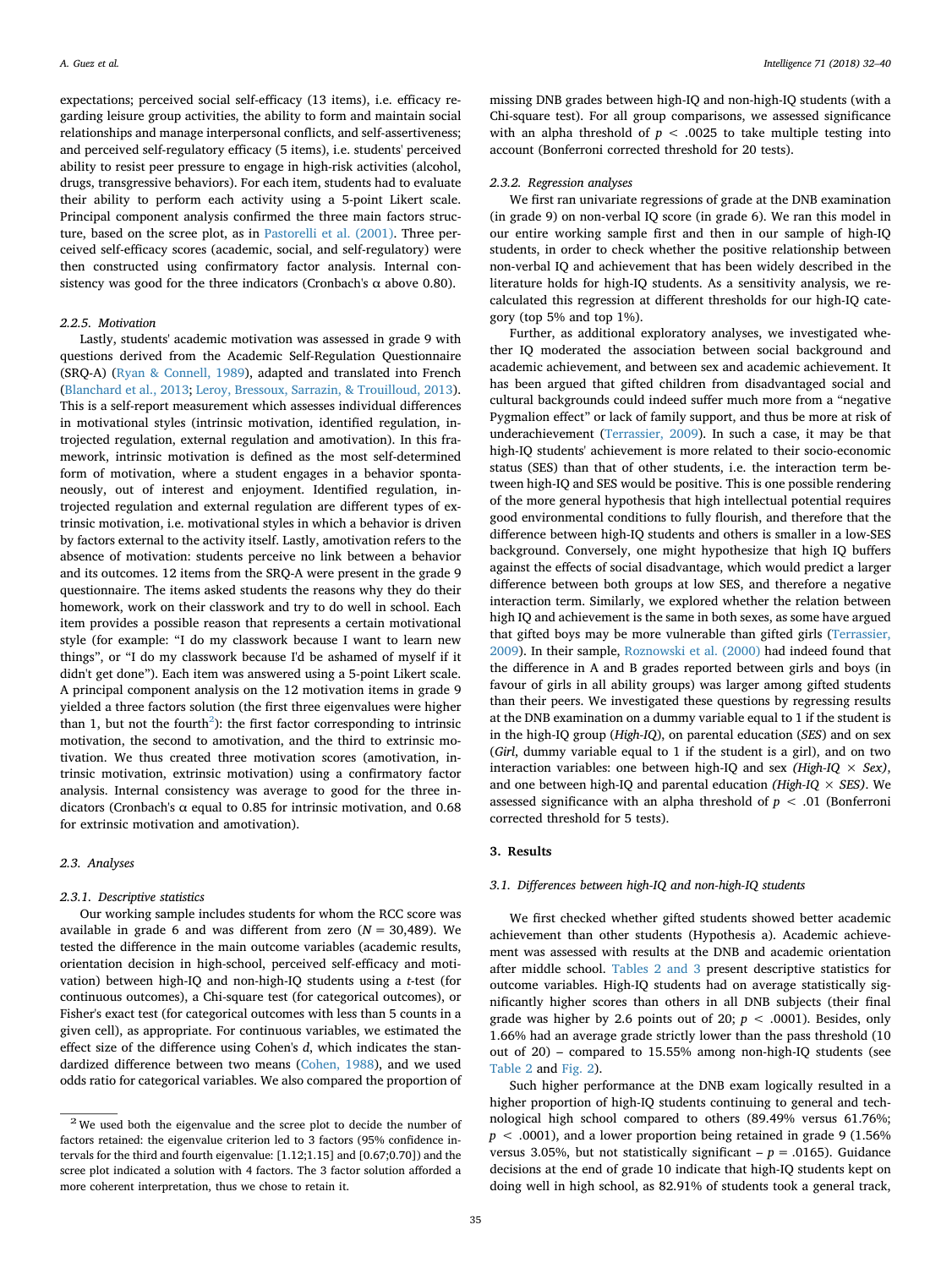expectations; perceived social self-efficacy (13 items), i.e. efficacy regarding leisure group activities, the ability to form and maintain social relationships and manage interpersonal conflicts, and self-assertiveness; and perceived self-regulatory efficacy (5 items), i.e. students' perceived ability to resist peer pressure to engage in high-risk activities (alcohol, drugs, transgressive behaviors). For each item, students had to evaluate their ability to perform each activity using a 5-point Likert scale. Principal component analysis confirmed the three main factors structure, based on the scree plot, as in Pastorelli et al. (2001). Three perceived self-efficacy scores (academic, social, and self-regulatory) were then constructed using confirmatory factor analysis. Internal consistency was good for the three indicators (Cronbach's α above 0.80).

#### 2.2.5. Motivation

Lastly, students' academic motivation was assessed in grade 9 with questions derived from the Academic Self-Regulation Questionnaire (SRQ-A) (Ryan & Connell, 1989), adapted and translated into French (Blanchard et al., 2013; Leroy, Bressoux, Sarrazin, & Trouilloud, 2013). This is a self-report measurement which assesses individual differences in motivational styles (intrinsic motivation, identified regulation, introjected regulation, external regulation and amotivation). In this framework, intrinsic motivation is defined as the most self-determined form of motivation, where a student engages in a behavior spontaneously, out of interest and enjoyment. Identified regulation, introjected regulation and external regulation are different types of extrinsic motivation, i.e. motivational styles in which a behavior is driven by factors external to the activity itself. Lastly, amotivation refers to the absence of motivation: students perceive no link between a behavior and its outcomes. 12 items from the SRQ-A were present in the grade 9 questionnaire. The items asked students the reasons why they do their homework, work on their classwork and try to do well in school. Each item provides a possible reason that represents a certain motivational style (for example: "I do my classwork because I want to learn new things", or "I do my classwork because I'd be ashamed of myself if it didn't get done"). Each item was answered using a 5-point Likert scale. A principal component analysis on the 12 motivation items in grade 9 yielded a three factors solution (the first three eigenvalues were higher than 1, but not the fourth[2]): the first factor corresponding to intrinsic motivation, the second to amotivation, and the third to extrinsic motivation. We thus created three motivation scores (amotivation, intrinsic motivation, extrinsic motivation) using a confirmatory factor analysis. Internal consistency was average to good for the three indicators (Cronbach's α equal to 0.85 for intrinsic motivation, and 0.68 for extrinsic motivation and amotivation).

### 2.3. Analyses

#### 2.3.1. Descriptive statistics

Our working sample includes students for whom the RCC score was available in grade 6 and was different from zero ($N = 30{,}489$). We tested the difference in the main outcome variables (academic results, orientation decision in high-school, perceived self-efficacy and motivation) between high-IQ and non-high-IQ students using a *t*-test (for continuous outcomes), a Chi-square test (for categorical outcomes), or Fisher's exact test (for categorical outcomes with less than 5 counts in a given cell), as appropriate. For continuous variables, we estimated the effect size of the difference using Cohen's *d*, which indicates the standardized difference between two means (Cohen, 1988), and we used odds ratio for categorical variables. We also compared the proportion of missing DNB grades between high-IQ and non-high-IQ students (with a Chi-square test). For all group comparisons, we assessed significance with an alpha threshold of $p < .0025$ to take multiple testing into account (Bonferroni corrected threshold for 20 tests).

#### 2.3.2. Regression analyses

We first ran univariate regressions of grade at the DNB examination (in grade 9) on non-verbal IQ score (in grade 6). We ran this model in our entire working sample first and then in our sample of high-IQ students, in order to check whether the positive relationship between non-verbal IQ and achievement that has been widely described in the literature holds for high-IQ students. As a sensitivity analysis, we recalculated this regression at different thresholds for our high-IQ category (top 5% and top 1%).

Further, as additional exploratory analyses, we investigated whether IQ moderated the association between social background and academic achievement, and between sex and academic achievement. It has been argued that gifted children from disadvantaged social and cultural backgrounds could indeed suffer much more from a "negative Pygmalion effect" or lack of family support, and thus be more at risk of underachievement (Terrassier, 2009). In such a case, it may be that high-IQ students' achievement is more related to their socio-economic status (SES) than that of other students, i.e. the interaction term between high-IQ and SES would be positive. This is one possible rendering of the more general hypothesis that high intellectual potential requires good environmental conditions to fully flourish, and therefore that the difference between high-IQ students and others is smaller in a low-SES background. Conversely, one might hypothesize that high IQ buffers against the effects of social disadvantage, which would predict a larger difference between both groups at low SES, and therefore a negative interaction term. Similarly, we explored whether the relation between high IQ and achievement is the same in both sexes, as some have argued that gifted boys may be more vulnerable than gifted girls (Terrassier, 2009). In their sample, Roznowski et al. (2000) had indeed found that the difference in A and B grades reported between girls and boys (in favour of girls in all ability groups) was larger among gifted students than their peers. We investigated these questions by regressing results at the DNB examination on a dummy variable equal to 1 if the student is in the high-IQ group (*High-IQ*), on parental education (*SES*) and on sex (*Girl*, dummy variable equal to 1 if the student is a girl), and on two interaction variables: one between high-IQ and sex *(High-IQ × Sex)*, and one between high-IQ and parental education *(High-IQ × SES)*. We assessed significance with an alpha threshold of $p < .01$ (Bonferroni corrected threshold for 5 tests).

## 3. Results

### 3.1. Differences between high-IQ and non-high-IQ students

We first checked whether gifted students showed better academic achievement than other students (Hypothesis a). Academic achievement was assessed with results at the DNB and academic orientation after middle school. Tables 2 and 3 present descriptive statistics for outcome variables. High-IQ students had on average statistically significantly higher scores than others in all DNB subjects (their final grade was higher by 2.6 points out of 20; $p < .0001$). Besides, only 1.66% had an average grade strictly lower than the pass threshold (10 out of 20) – compared to 15.55% among non-high-IQ students (see Table 2 and Fig. 2).

Such higher performance at the DNB exam logically resulted in a higher proportion of high-IQ students continuing to general and technological high school compared to others (89.49% versus 61.76%; $p < .0001$), and a lower proportion being retained in grade 9 (1.56% versus 3.05%, but not statistically significant – $p = .0165$). Guidance decisions at the end of grade 10 indicate that high-IQ students kept on doing well in high school, as 82.91% of students took a general track,

[2] We used both the eigenvalue and the scree plot to decide the number of factors retained: the eigenvalue criterion led to 3 factors (95% confidence intervals for the third and fourth eigenvalue: [1.12;1.15] and [0.67;0.70]) and the scree plot indicated a solution with 4 factors. The 3 factor solution afforded a more coherent interpretation, thus we chose to retain it.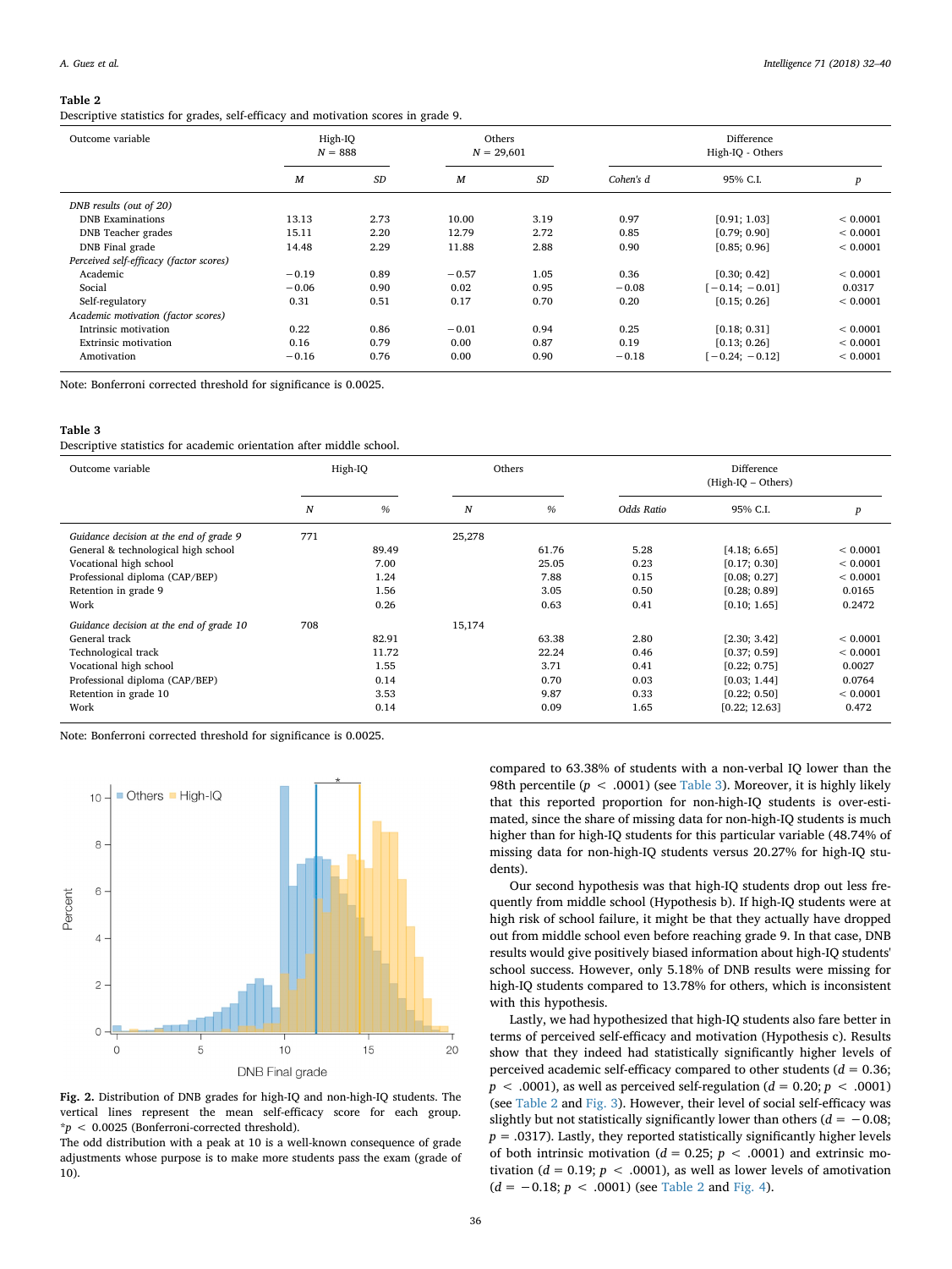**Table 2**
Descriptive statistics for grades, self-efficacy and motivation scores in grade 9.

| Outcome variable | High-IQ $N$ = 888 | | Others $N$ = 29,601 | | Difference High-IQ - Others | | |
|---|---|---|---|---|---|---|---|
| | *M* | *SD* | *M* | *SD* | *Cohen's d* | 95% C.I. | *p* |
| *DNB results (out of 20)* | | | | | | | |
| DNB Examinations | 13.13 | 2.73 | 10.00 | 3.19 | 0.97 | [0.91; 1.03] | < 0.0001 |
| DNB Teacher grades | 15.11 | 2.20 | 12.79 | 2.72 | 0.85 | [0.79; 0.90] | < 0.0001 |
| DNB Final grade | 14.48 | 2.29 | 11.88 | 2.88 | 0.90 | [0.85; 0.96] | < 0.0001 |
| *Perceived self-efficacy (factor scores)* | | | | | | | |
| Academic | −0.19 | 0.89 | −0.57 | 1.05 | 0.36 | [0.30; 0.42] | < 0.0001 |
| Social | −0.06 | 0.90 | 0.02 | 0.95 | −0.08 | [−0.14; −0.01] | 0.0317 |
| Self-regulatory | 0.31 | 0.51 | 0.17 | 0.70 | 0.20 | [0.15; 0.26] | < 0.0001 |
| *Academic motivation (factor scores)* | | | | | | | |
| Intrinsic motivation | 0.22 | 0.86 | −0.01 | 0.94 | 0.25 | [0.18; 0.31] | < 0.0001 |
| Extrinsic motivation | 0.16 | 0.79 | 0.00 | 0.87 | 0.19 | [0.13; 0.26] | < 0.0001 |
| Amotivation | −0.16 | 0.76 | 0.00 | 0.90 | −0.18 | [−0.24; −0.12] | < 0.0001 |

Note: Bonferroni corrected threshold for significance is 0.0025.

**Table 3**
Descriptive statistics for academic orientation after middle school.

| Outcome variable | High-IQ | | Others | | Difference (High-IQ – Others) | | |
|---|---|---|---|---|---|---|---|
| | *N* | % | *N* | % | *Odds Ratio* | 95% C.I. | *p* |
| *Guidance decision at the end of grade 9* | 771 | | 25,278 | | | | |
| General & technological high school | | 89.49 | | 61.76 | 5.28 | [4.18; 6.65] | < 0.0001 |
| Vocational high school | | 7.00 | | 25.05 | 0.23 | [0.17; 0.30] | < 0.0001 |
| Professional diploma (CAP/BEP) | | 1.24 | | 7.88 | 0.15 | [0.08; 0.27] | < 0.0001 |
| Retention in grade 9 | | 1.56 | | 3.05 | 0.50 | [0.28; 0.89] | 0.0165 |
| Work | | 0.26 | | 0.63 | 0.41 | [0.10; 1.65] | 0.2472 |
| *Guidance decision at the end of grade 10* | 708 | | 15,174 | | | | |
| General track | | 82.91 | | 63.38 | 2.80 | [2.30; 3.42] | < 0.0001 |
| Technological track | | 11.72 | | 22.24 | 0.46 | [0.37; 0.59] | < 0.0001 |
| Vocational high school | | 1.55 | | 3.71 | 0.41 | [0.22; 0.75] | 0.0027 |
| Professional diploma (CAP/BEP) | | 0.14 | | 0.70 | 0.03 | [0.03; 1.44] | 0.0764 |
| Retention in grade 10 | | 3.53 | | 9.87 | 0.33 | [0.22; 0.50] | < 0.0001 |
| Work | | 0.14 | | 0.09 | 1.65 | [0.22; 12.63] | 0.472 |

Note: Bonferroni corrected threshold for significance is 0.0025.

Others High-IQ
Percent
DNB Final grade
*

**Fig. 2.** Distribution of DNB grades for high-IQ and non-high-IQ students. The vertical lines represent the mean self-efficacy score for each group. *$p$ < 0.0025 (Bonferroni-corrected threshold).
The odd distribution with a peak at 10 is a well-known consequence of grade adjustments whose purpose is to make more students pass the exam (grade of 10).

compared to 63.38% of students with a non-verbal IQ lower than the 98th percentile ($p$ < .0001) (see Table 3). Moreover, it is highly likely that this reported proportion for non-high-IQ students is over-estimated, since the share of missing data for non-high-IQ students is much higher than for high-IQ students for this particular variable (48.74% of missing data for non-high-IQ students versus 20.27% for high-IQ students).

Our second hypothesis was that high-IQ students drop out less frequently from middle school (Hypothesis b). If high-IQ students were at high risk of school failure, it might be that they actually have dropped out from middle school even before reaching grade 9. In that case, DNB results would give positively biased information about high-IQ students' school success. However, only 5.18% of DNB results were missing for high-IQ students compared to 13.78% for others, which is inconsistent with this hypothesis.

Lastly, we had hypothesized that high-IQ students also fare better in terms of perceived self-efficacy and motivation (Hypothesis c). Results show that they indeed had statistically significantly higher levels of perceived academic self-efficacy compared to other students ($d$ = 0.36; $p$ < .0001), as well as perceived self-regulation ($d$ = 0.20; $p$ < .0001) (see Table 2 and Fig. 3). However, their level of social self-efficacy was slightly but not statistically significantly lower than others ($d$ = −0.08; $p$ = .0317). Lastly, they reported statistically significantly higher levels of both intrinsic motivation ($d$ = 0.25; $p$ < .0001) and extrinsic motivation ($d$ = 0.19; $p$ < .0001), as well as lower levels of amotivation ($d$ = −0.18; $p$ < .0001) (see Table 2 and Fig. 4).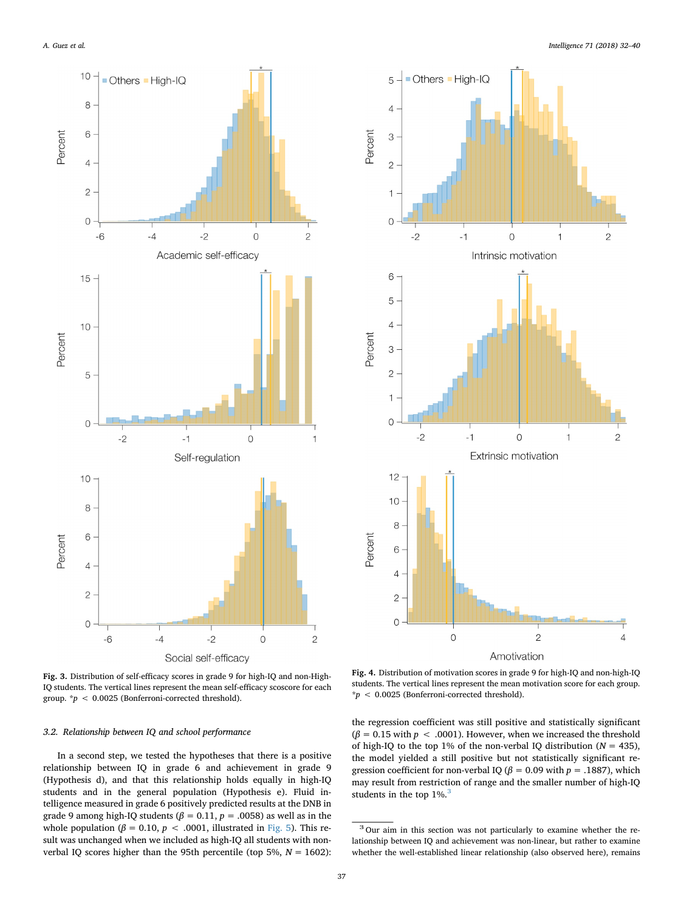Others High-IQ

Percent

Academic self-efficacy

Self-regulation

Social self-efficacy

**Fig. 3.** Distribution of self-efficacy scores in grade 9 for high-IQ and non-High-IQ students. The vertical lines represent the mean self-efficacy scoscore for each group. * $p < 0.0025$ (Bonferroni-corrected threshold).

Others High-IQ

Percent

Intrinsic motivation

Extrinsic motivation

Amotivation

**Fig. 4.** Distribution of motivation scores in grade 9 for high-IQ and non-high-IQ students. The vertical lines represent the mean motivation score for each group. * $p < 0.0025$ (Bonferroni-corrected threshold).

### 3.2. Relationship between IQ and school performance

In a second step, we tested the hypotheses that there is a positive relationship between IQ in grade 6 and achievement in grade 9 (Hypothesis d), and that this relationship holds equally in high-IQ students and in the general population (Hypothesis e). Fluid intelligence measured in grade 6 positively predicted results at the DNB in grade 9 among high-IQ students ($\beta = 0.11$, $p = .0058$) as well as in the whole population ($\beta = 0.10$, $p < .0001$, illustrated in Fig. 5). This result was unchanged when we included as high-IQ all students with non-verbal IQ scores higher than the 95th percentile (top 5%, $N = 1602$): the regression coefficient was still positive and statistically significant ($\beta = 0.15$ with $p < .0001$). However, when we increased the threshold of high-IQ to the top 1% of the non-verbal IQ distribution ($N = 435$), the model yielded a still positive but not statistically significant regression coefficient for non-verbal IQ ($\beta = 0.09$ with $p = .1887$), which may result from restriction of range and the smaller number of high-IQ students in the top 1%.[3]

[3] Our aim in this section was not particularly to examine whether the relationship between IQ and achievement was non-linear, but rather to examine whether the well-established linear relationship (also observed here), remains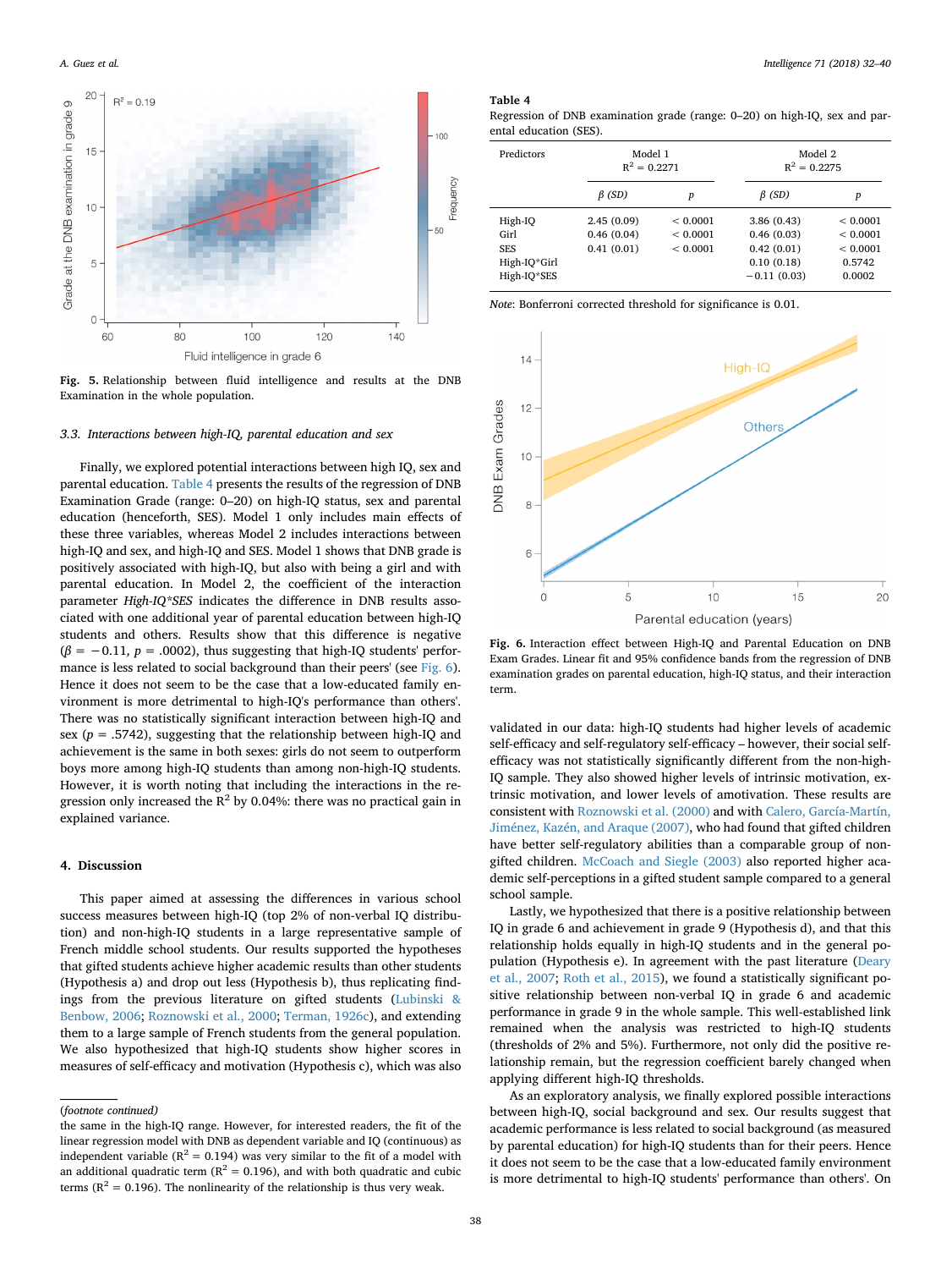R² = 0.19

Grade at the DNB examination in grade 9

Fluid intelligence in grade 6

Frequency

100

50

20

15

10

5

0

60

80

100

120

140

**Fig. 5.** Relationship between fluid intelligence and results at the DNB Examination in the whole population.

### 3.3. Interactions between high-IQ, parental education and sex

Finally, we explored potential interactions between high IQ, sex and parental education. Table 4 presents the results of the regression of DNB Examination Grade (range: 0–20) on high-IQ status, sex and parental education (henceforth, SES). Model 1 only includes main effects of these three variables, whereas Model 2 includes interactions between high-IQ and sex, and high-IQ and SES. Model 1 shows that DNB grade is positively associated with high-IQ, but also with being a girl and with parental education. In Model 2, the coefficient of the interaction parameter *High-IQ\*SES* indicates the difference in DNB results associated with one additional year of parental education between high-IQ students and others. Results show that this difference is negative ($\beta = -0.11$, $p = .0002$), thus suggesting that high-IQ students' performance is less related to social background than their peers' (see Fig. 6). Hence it does not seem to be the case that a low-educated family environment is more detrimental to high-IQ's performance than others'. There was no statistically significant interaction between high-IQ and sex ($p = .5742$), suggesting that the relationship between high-IQ and achievement is the same in both sexes: girls do not seem to outperform boys more among high-IQ students than among non-high-IQ students. However, it is worth noting that including the interactions in the regression only increased the $R^2$ by 0.04%: there was no practical gain in explained variance.

**Table 4**
Regression of DNB examination grade (range: 0–20) on high-IQ, sex and parental education (SES).

| Predictors | Model 1 $R^2 = 0.2271$ | | Model 2 $R^2 = 0.2275$ | |
|---|---|---|---|---|
| | β (SD) | p | β (SD) | p |
| High-IQ | 2.45 (0.09) | < 0.0001 | 3.86 (0.43) | < 0.0001 |
| Girl | 0.46 (0.04) | < 0.0001 | 0.46 (0.03) | < 0.0001 |
| SES | 0.41 (0.01) | < 0.0001 | 0.42 (0.01) | < 0.0001 |
| High-IQ*Girl | | | 0.10 (0.18) | 0.5742 |
| High-IQ*SES | | | −0.11 (0.03) | 0.0002 |

*Note*: Bonferroni corrected threshold for significance is 0.01.

DNB Exam Grades

Parental education (years)

High-IQ

Others

14

12

10

8

6

0

5

10

15

20

**Fig. 6.** Interaction effect between High-IQ and Parental Education on DNB Exam Grades. Linear fit and 95% confidence bands from the regression of DNB examination grades on parental education, high-IQ status, and their interaction term.

## 4. Discussion

This paper aimed at assessing the differences in various school success measures between high-IQ (top 2% of non-verbal IQ distribution) and non-high-IQ students in a large representative sample of French middle school students. Our results supported the hypotheses that gifted students achieve higher academic results than other students (Hypothesis a) and drop out less (Hypothesis b), thus replicating findings from the previous literature on gifted students (Lubinski & Benbow, 2006; Roznowski et al., 2000; Terman, 1926c), and extending them to a large sample of French students from the general population. We also hypothesized that high-IQ students show higher scores in measures of self-efficacy and motivation (Hypothesis c), which was also validated in our data: high-IQ students had higher levels of academic self-efficacy and self-regulatory self-efficacy – however, their social self-efficacy was not statistically significantly different from the non-high-IQ sample. They also showed higher levels of intrinsic motivation, extrinsic motivation, and lower levels of amotivation. These results are consistent with Roznowski et al. (2000) and with Calero, García-Martín, Jiménez, Kazén, and Araque (2007), who had found that gifted children have better self-regulatory abilities than a comparable group of non-gifted children. McCoach and Siegle (2003) also reported higher academic self-perceptions in a gifted student sample compared to a general school sample.

Lastly, we hypothesized that there is a positive relationship between IQ in grade 6 and achievement in grade 9 (Hypothesis d), and that this relationship holds equally in high-IQ students and in the general population (Hypothesis e). In agreement with the past literature (Deary et al., 2007; Roth et al., 2015), we found a statistically significant positive relationship between non-verbal IQ in grade 6 and academic performance in grade 9 in the whole sample. This well-established link remained when the analysis was restricted to high-IQ students (thresholds of 2% and 5%). Furthermore, not only did the positive relationship remain, but the regression coefficient barely changed when applying different high-IQ thresholds.

As an exploratory analysis, we finally explored possible interactions between high-IQ, social background and sex. Our results suggest that academic performance is less related to social background (as measured by parental education) for high-IQ students than for their peers. Hence it does not seem to be the case that a low-educated family environment is more detrimental to high-IQ students' performance than others'. On

(*footnote continued*)
the same in the high-IQ range. However, for interested readers, the fit of the linear regression model with DNB as dependent variable and IQ (continuous) as independent variable ($R^2 = 0.194$) was very similar to the fit of a model with an additional quadratic term ($R^2 = 0.196$), and with both quadratic and cubic terms ($R^2 = 0.196$). The nonlinearity of the relationship is thus very weak.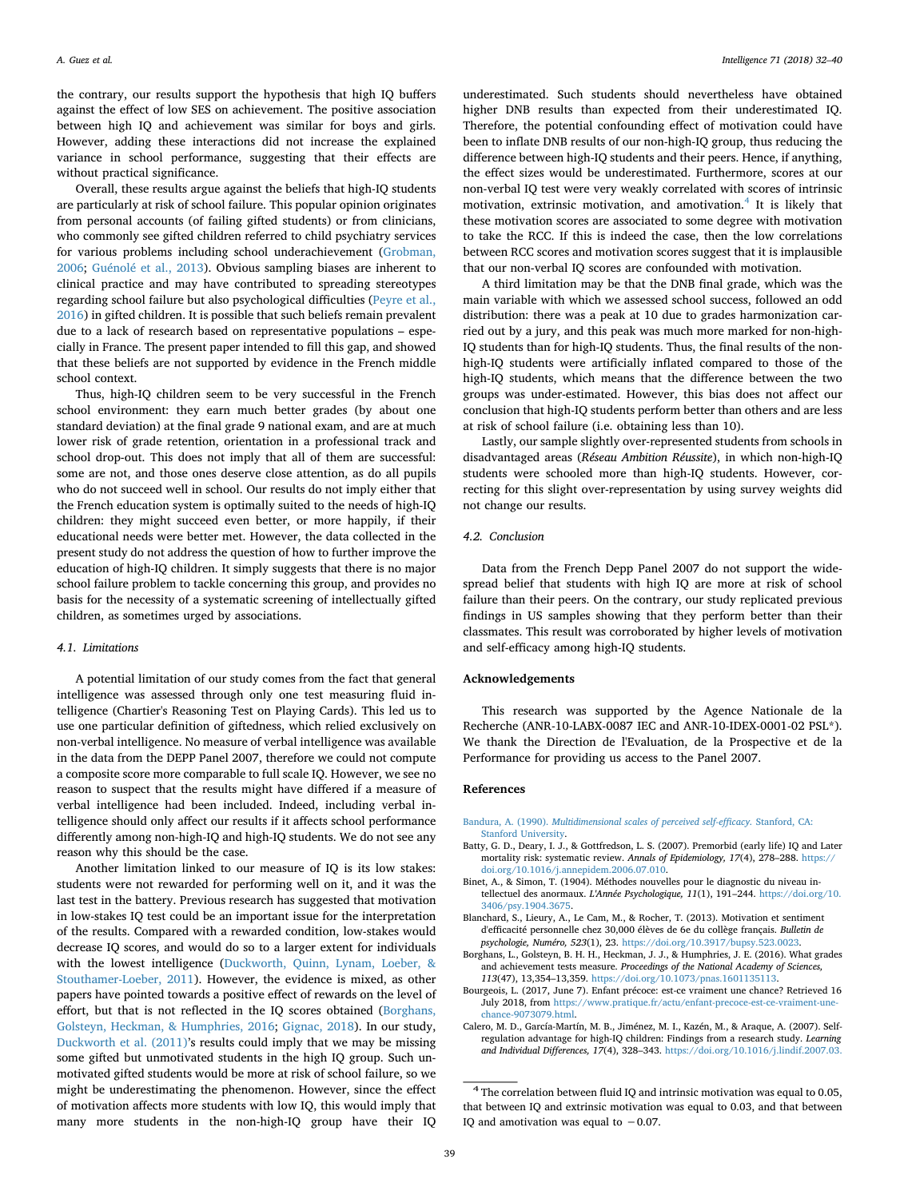the contrary, our results support the hypothesis that high IQ buffers against the effect of low SES on achievement. The positive association between high IQ and achievement was similar for boys and girls. However, adding these interactions did not increase the explained variance in school performance, suggesting that their effects are without practical significance.

Overall, these results argue against the beliefs that high-IQ students are particularly at risk of school failure. This popular opinion originates from personal accounts (of failing gifted students) or from clinicians, who commonly see gifted children referred to child psychiatry services for various problems including school underachievement (Grobman, 2006; Guénolé et al., 2013). Obvious sampling biases are inherent to clinical practice and may have contributed to spreading stereotypes regarding school failure but also psychological difficulties (Peyre et al., 2016) in gifted children. It is possible that such beliefs remain prevalent due to a lack of research based on representative populations – especially in France. The present paper intended to fill this gap, and showed that these beliefs are not supported by evidence in the French middle school context.

Thus, high-IQ children seem to be very successful in the French school environment: they earn much better grades (by about one standard deviation) at the final grade 9 national exam, and are at much lower risk of grade retention, orientation in a professional track and school drop-out. This does not imply that all of them are successful: some are not, and those ones deserve close attention, as do all pupils who do not succeed well in school. Our results do not imply either that the French education system is optimally suited to the needs of high-IQ children: they might succeed even better, or more happily, if their educational needs were better met. However, the data collected in the present study do not address the question of how to further improve the education of high-IQ children. It simply suggests that there is no major school failure problem to tackle concerning this group, and provides no basis for the necessity of a systematic screening of intellectually gifted children, as sometimes urged by associations.

### 4.1. Limitations

A potential limitation of our study comes from the fact that general intelligence was assessed through only one test measuring fluid intelligence (Chartier's Reasoning Test on Playing Cards). This led us to use one particular definition of giftedness, which relied exclusively on non-verbal intelligence. No measure of verbal intelligence was available in the data from the DEPP Panel 2007, therefore we could not compute a composite score more comparable to full scale IQ. However, we see no reason to suspect that the results might have differed if a measure of verbal intelligence had been included. Indeed, including verbal intelligence should only affect our results if it affects school performance differently among non-high-IQ and high-IQ students. We do not see any reason why this should be the case.

Another limitation linked to our measure of IQ is its low stakes: students were not rewarded for performing well on it, and it was the last test in the battery. Previous research has suggested that motivation in low-stakes IQ test could be an important issue for the interpretation of the results. Compared with a rewarded condition, low-stakes would decrease IQ scores, and would do so to a larger extent for individuals with the lowest intelligence (Duckworth, Quinn, Lynam, Loeber, & Stouthamer-Loeber, 2011). However, the evidence is mixed, as other papers have pointed towards a positive effect of rewards on the level of effort, but that is not reflected in the IQ scores obtained (Borghans, Golsteyn, Heckman, & Humphries, 2016; Gignac, 2018). In our study, Duckworth et al. (2011)'s results could imply that we may be missing some gifted but unmotivated students in the high IQ group. Such unmotivated gifted students would be more at risk of school failure, so we might be underestimating the phenomenon. However, since the effect of motivation affects more students with low IQ, this would imply that many more students in the non-high-IQ group have their IQ underestimated. Such students should nevertheless have obtained higher DNB results than expected from their underestimated IQ. Therefore, the potential confounding effect of motivation could have been to inflate DNB results of our non-high-IQ group, thus reducing the difference between high-IQ students and their peers. Hence, if anything, the effect sizes would be underestimated. Furthermore, scores at our non-verbal IQ test were very weakly correlated with scores of intrinsic motivation, extrinsic motivation, and amotivation.[4] It is likely that these motivation scores are associated to some degree with motivation to take the RCC. If this is indeed the case, then the low correlations between RCC scores and motivation scores suggest that it is implausible that our non-verbal IQ scores are confounded with motivation.

A third limitation may be that the DNB final grade, which was the main variable with which we assessed school success, followed an odd distribution: there was a peak at 10 due to grades harmonization carried out by a jury, and this peak was much more marked for non-high-IQ students than for high-IQ students. Thus, the final results of the non-high-IQ students were artificially inflated compared to those of the high-IQ students, which means that the difference between the two groups was under-estimated. However, this bias does not affect our conclusion that high-IQ students perform better than others and are less at risk of school failure (i.e. obtaining less than 10).

Lastly, our sample slightly over-represented students from schools in disadvantaged areas (*Réseau Ambition Réussite*), in which non-high-IQ students were schooled more than high-IQ students. However, correcting for this slight over-representation by using survey weights did not change our results.

### 4.2. Conclusion

Data from the French Depp Panel 2007 do not support the widespread belief that students with high IQ are more at risk of school failure than their peers. On the contrary, our study replicated previous findings in US samples showing that they perform better than their classmates. This result was corroborated by higher levels of motivation and self-efficacy among high-IQ students.

## Acknowledgements

This research was supported by the Agence Nationale de la Recherche (ANR-10-LABX-0087 IEC and ANR-10-IDEX-0001-02 PSL*). We thank the Direction de l'Evaluation, de la Prospective et de la Performance for providing us access to the Panel 2007.

## References

Bandura, A. (1990). *Multidimensional scales of perceived self-efficacy.* Stanford, CA: Stanford University.

Batty, G. D., Deary, I. J., & Gottfredson, L. S. (2007). Premorbid (early life) IQ and Later mortality risk: systematic review. *Annals of Epidemiology, 17*(4), 278–288. https://doi.org/10.1016/j.annepidem.2006.07.010.

Binet, A., & Simon, T. (1904). Méthodes nouvelles pour le diagnostic du niveau intellectuel des anormaux. *L'Année Psychologique, 11*(1), 191–244. https://doi.org/10.3406/psy.1904.3675.

Blanchard, S., Lieury, A., Le Cam, M., & Rocher, T. (2013). Motivation et sentiment d'efficacité personnelle chez 30,000 élèves de 6e du collège français. *Bulletin de psychologie, Numéro, 523*(1), 23. https://doi.org/10.3917/bupsy.523.0023.

Borghans, L., Golsteyn, B. H. H., Heckman, J. J., & Humphries, J. E. (2016). What grades and achievement tests measure. *Proceedings of the National Academy of Sciences, 113*(47), 13,354–13,359. https://doi.org/10.1073/pnas.1601135113.

Bourgeois, L. (2017, June 7). Enfant précoce: est-ce vraiment une chance? Retrieved 16 July 2018, from https://www.pratique.fr/actu/enfant-precoce-est-ce-vraiment-une-chance-9073079.html.

Calero, M. D., García-Martín, M. B., Jiménez, M. I., Kazén, M., & Araque, A. (2007). Self-regulation advantage for high-IQ children: Findings from a research study. *Learning and Individual Differences, 17*(4), 328–343. https://doi.org/10.1016/j.lindif.2007.03.

---

[4] The correlation between fluid IQ and intrinsic motivation was equal to 0.05, that between IQ and extrinsic motivation was equal to 0.03, and that between IQ and amotivation was equal to −0.07.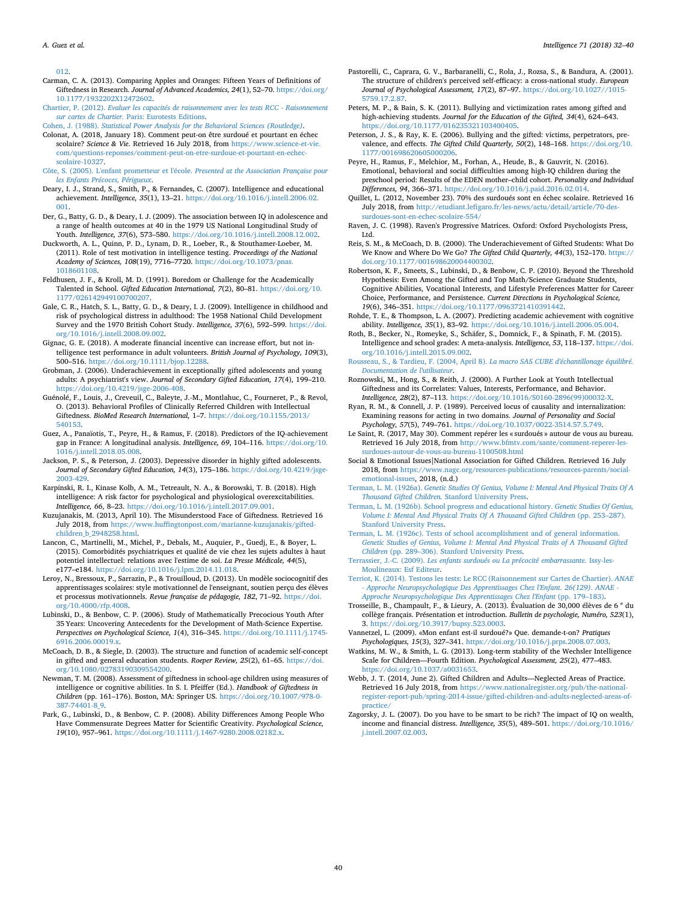012.

Carman, C. A. (2013). Comparing Apples and Oranges: Fifteen Years of Definitions of Giftedness in Research. *Journal of Advanced Academics, 24*(1), 52–70. https://doi.org/10.1177/1932202X12472602.

Chartier, P. (2012). *Evaluer les capacités de raisonnement avec les tests RCC - Raisonnement sur cartes de Chartier.* Paris: Eurotests Editions.

Cohen, J. (1988). *Statistical Power Analysis for the Behavioral Sciences (Routledge)*.

Colonat, A. (2018, January 18). Comment peut-on être surdoué et pourtant en échec scolaire? *Science & Vie.* Retrieved 16 July 2018, from https://www.science-et-vie.com/questions-reponses/comment-peut-on-etre-surdoue-et-pourtant-en-echec-scolaire-10327.

Côte, S. (2005). L'enfant prometteur et l'école. *Presented at the Association Française pour les Enfants Précoces, Périgueux*.

Deary, I. J., Strand, S., Smith, P., & Fernandes, C. (2007). Intelligence and educational achievement. *Intelligence, 35*(1), 13–21. https://doi.org/10.1016/j.intell.2006.02.001.

Der, G., Batty, G. D., & Deary, I. J. (2009). The association between IQ in adolescence and a range of health outcomes at 40 in the 1979 US National Longitudinal Study of Youth. *Intelligence, 37*(6), 573–580. https://doi.org/10.1016/j.intell.2008.12.002.

Duckworth, A. L., Quinn, P. D., Lynam, D. R., Loeber, R., & Stouthamer-Loeber, M. (2011). Role of test motivation in intelligence testing. *Proceedings of the National Academy of Sciences, 108*(19), 7716–7720. https://doi.org/10.1073/pnas.1018601108.

Feldhusen, J. F., & Kroll, M. D. (1991). Boredom or Challenge for the Academically Talented in School. *Gifted Education International, 7*(2), 80–81. https://doi.org/10.1177/026142949100700207.

Gale, C. R., Hatch, S. L., Batty, G. D., & Deary, I. J. (2009). Intelligence in childhood and risk of psychological distress in adulthood: The 1958 National Child Development Survey and the 1970 British Cohort Study. *Intelligence, 37*(6), 592–599. https://doi.org/10.1016/j.intell.2008.09.002.

Gignac, G. E. (2018). A moderate financial incentive can increase effort, but not intelligence test performance in adult volunteers. *British Journal of Psychology, 109*(3), 500–516. https://doi.org/10.1111/bjop.12288.

Grobman, J. (2006). Underachievement in exceptionally gifted adolescents and young adults: A psychiatrist's view. *Journal of Secondary Gifted Education, 17*(4), 199–210. https://doi.org/10.4219/jsge-2006-408.

Guénolé, F., Louis, J., Creveuil, C., Baleyte, J.-M., Montlahuc, C., Fourneret, P., & Revol, O. (2013). Behavioral Profiles of Clinically Referred Children with Intellectual Giftedness. *BioMed Research International*, 1–7. https://doi.org/10.1155/2013/540153.

Guez, A., Panaïotis, T., Peyre, H., & Ramus, F. (2018). Predictors of the IQ-achievement gap in France: A longitudinal analysis. *Intelligence, 69*, 104–116. https://doi.org/10.1016/j.intell.2018.05.008.

Jackson, P. S., & Peterson, J. (2003). Depressive disorder in highly gifted adolescents. *Journal of Secondary Gifted Education, 14*(3), 175–186. https://doi.org/10.4219/jsge-2003-429.

Karpinski, R. I., Kinase Kolb, A. M., Tetreault, N. A., & Borowski, T. B. (2018). High intelligence: A risk factor for psychological and physiological overexcitabilities. *Intelligence, 66*, 8–23. https://doi.org/10.1016/j.intell.2017.09.001.

Kuzujanakis, M. (2013, April 10). The Misunderstood Face of Giftedness. Retrieved 16 July 2018, from https://www.huffingtonpost.com/marianne-kuzujanakis/gifted-children_b_2948258.html.

Lancon, C., Martinelli, M., Michel, P., Debals, M., Auquier, P., Guedj, E., & Boyer, L. (2015). Comorbidités psychiatriques et qualité de vie chez les sujets adultes à haut potentiel intellectuel: relations avec l'estime de soi. *La Presse Médicale, 44*(5), e177–e184. https://doi.org/10.1016/j.lpm.2014.11.018.

Leroy, N., Bressoux, P., Sarrazin, P., & Trouilloud, D. (2013). Un modèle sociocognitif des apprentissages scolaires: style motivationnel de l'enseignant, soutien perçu des élèves et processus motivationnels. *Revue française de pédagogie, 182*, 71–92. https://doi.org/10.4000/rfp.4008.

Lubinski, D., & Benbow, C. P. (2006). Study of Mathematically Precocious Youth After 35 Years: Uncovering Antecedents for the Development of Math-Science Expertise. *Perspectives on Psychological Science, 1*(4), 316–345. https://doi.org/10.1111/j.1745-6916.2006.00019.x.

McCoach, D. B., & Siegle, D. (2003). The structure and function of academic self-concept in gifted and general education students. *Roeper Review, 25*(2), 61–65. https://doi.org/10.1080/02783190309554200.

Newman, T. M. (2008). Assessment of giftedness in school-age children using measures of intelligence or cognitive abilities. In S. I. Pfeiffer (Ed.). *Handbook of Giftedness in Children* (pp. 161–176). Boston, MA: Springer US. https://doi.org/10.1007/978-0-387-74401-8_9.

Park, G., Lubinski, D., & Benbow, C. P. (2008). Ability Differences Among People Who Have Commensurate Degrees Matter for Scientific Creativity. *Psychological Science, 19*(10), 957–961. https://doi.org/10.1111/j.1467-9280.2008.02182.x.

Pastorelli, C., Caprara, G. V., Barbaranelli, C., Rola, J., Rozsa, S., & Bandura, A. (2001). The structure of children's perceived self-efficacy: a cross-national study. *European Journal of Psychological Assessment, 17*(2), 87–97. https://doi.org/10.1027//1015-5759.17.2.87.

Peters, M. P., & Bain, S. K. (2011). Bullying and victimization rates among gifted and high-achieving students. *Journal for the Education of the Gifted, 34*(4), 624–643. https://doi.org/10.1177/016235321103400405.

Peterson, J. S., & Ray, K. E. (2006). Bullying and the gifted: victims, perpetrators, prevalence, and effects. *The Gifted Child Quarterly, 50*(2), 148–168. https://doi.org/10.1177/001698620605000206.

Peyre, H., Ramus, F., Melchior, M., Forhan, A., Heude, B., & Gauvrit, N. (2016). Emotional, behavioral and social difficulties among high-IQ children during the preschool period: Results of the EDEN mother–child cohort. *Personality and Individual Differences, 94*, 366–371. https://doi.org/10.1016/j.paid.2016.02.014.

Quillet, L. (2012, November 23). 70% des surdoués sont en échec scolaire. Retrieved 16 July 2018, from http://etudiant.lefigaro.fr/les-news/actu/detail/article/70-des-surdoues-sont-en-echec-scolaire-554/

Raven, J. C. (1998). Raven's Progressive Matrices. Oxford: Oxford Psychologists Press, Ltd.

Reis, S. M., & McCoach, D. B. (2000). The Underachievement of Gifted Students: What Do We Know and Where Do We Go? *The Gifted Child Quarterly, 44*(3), 152–170. https://doi.org/10.1177/001698620004400302.

Robertson, K. F., Smeets, S., Lubinski, D., & Benbow, C. P. (2010). Beyond the Threshold Hypothesis: Even Among the Gifted and Top Math/Science Graduate Students, Cognitive Abilities, Vocational Interests, and Lifestyle Preferences Matter for Career Choice, Performance, and Persistence. *Current Directions in Psychological Science, 19*(6), 346–351. https://doi.org/10.1177/0963721410391442.

Rohde, T. E., & Thompson, L. A. (2007). Predicting academic achievement with cognitive ability. *Intelligence, 35*(1), 83–92. https://doi.org/10.1016/j.intell.2006.05.004.

Roth, B., Becker, N., Romeyke, S., Schäfer, S., Domnick, F., & Spinath, F. M. (2015). Intelligence and school grades: A meta-analysis. *Intelligence, 53*, 118–137. https://doi.org/10.1016/j.intell.2015.09.002.

Rousseau, S., & Tardieu, F. (2004, April 8). *La macro SAS CUBE d'échantillonage équilibré. Documentation de l'utilisateur*.

Roznowski, M., Hong, S., & Reith, J. (2000). A Further Look at Youth Intellectual Giftedness and its Correlates: Values, Interests, Performance, and Behavior. *Intelligence, 28*(2), 87–113. https://doi.org/10.1016/S0160-2896(99)00032-X.

Ryan, R. M., & Connell, J. P. (1989). Perceived locus of causality and internalization: Examining reasons for acting in two domains. *Journal of Personality and Social Psychology, 57*(5), 749–761. https://doi.org/10.1037/0022-3514.57.5.749.

Le Saint, R. (2017, May 30). Comment repérer les « surdoués » autour de vous au bureau. Retrieved 16 July 2018, from http://www.bfmtv.com/sante/comment-reperer-les-surdoues-autour-de-vous-au-bureau-1100508.html

Social & Emotional Issues|National Association for Gifted Children. Retrieved 16 July 2018, from https://www.nagc.org/resources-publications/resources-parents/social-emotional-issues, 2018, (n.d.)

Terman, L. M. (1926a). *Genetic Studies Of Genius, Volume I: Mental And Physical Traits Of A Thousand Gifted Children.* Stanford University Press.

Terman, L. M. (1926b). School progress and educational history. *Genetic Studies Of Genius, Volume I: Mental And Physical Traits Of A Thousand Gifted Children* (pp. 253–287). Stanford University Press.

Terman, L. M. (1926c). Tests of school accomplishment and of general information. *Genetic Studies of Genius, Volume I: Mental And Physical Traits of A Thousand Gifted Children* (pp. 289–306). Stanford University Press.

Terrassier, J.-C. (2009). *Les enfants surdoués ou La précocité embarrassante.* Issy-les-Moulineaux: Esf Editeur.

Terriot, K. (2014). Testons les tests: Le RCC (Raisonnement sur Cartes de Chartier). *ANAE - Approche Neuropsychologique Des Apprentissages Chez l'Enfant. 26(129). ANAE - Approche Neuropsychologique Des Apprentissages Chez l'Enfant* (pp. 179–183).

Trosseille, B., Champault, F., & Lieury, A. (2013). Évaluation de 30,000 élèves de 6 ° du collège français. Présentation et introduction. *Bulletin de psychologie, Numéro, 523*(1), 3. https://doi.org/10.3917/bupsy.523.0003.

Vannetzel, L. (2009). «Mon enfant est-il surdoué?» Que. demande-t-on? *Pratiques Psychologiques, 15*(3), 327–341. https://doi.org/10.1016/j.prps.2008.07.003.

Watkins, M. W., & Smith, L. G. (2013). Long-term stability of the Wechsler Intelligence Scale for Children—Fourth Edition. *Psychological Assessment, 25*(2), 477–483. https://doi.org/10.1037/a0031653.

Webb, J. T. (2014, June 2). Gifted Children and Adults—Neglected Areas of Practice. Retrieved 16 July 2018, from https://www.nationalregister.org/pub/the-national-register-report-pub/spring-2014-issue/gifted-children-and-adults-neglected-areas-of-practice/

Zagorsky, J. L. (2007). Do you have to be smart to be rich? The impact of IQ on wealth, income and financial distress. *Intelligence, 35*(5), 489–501. https://doi.org/10.1016/j.intell.2007.02.003.